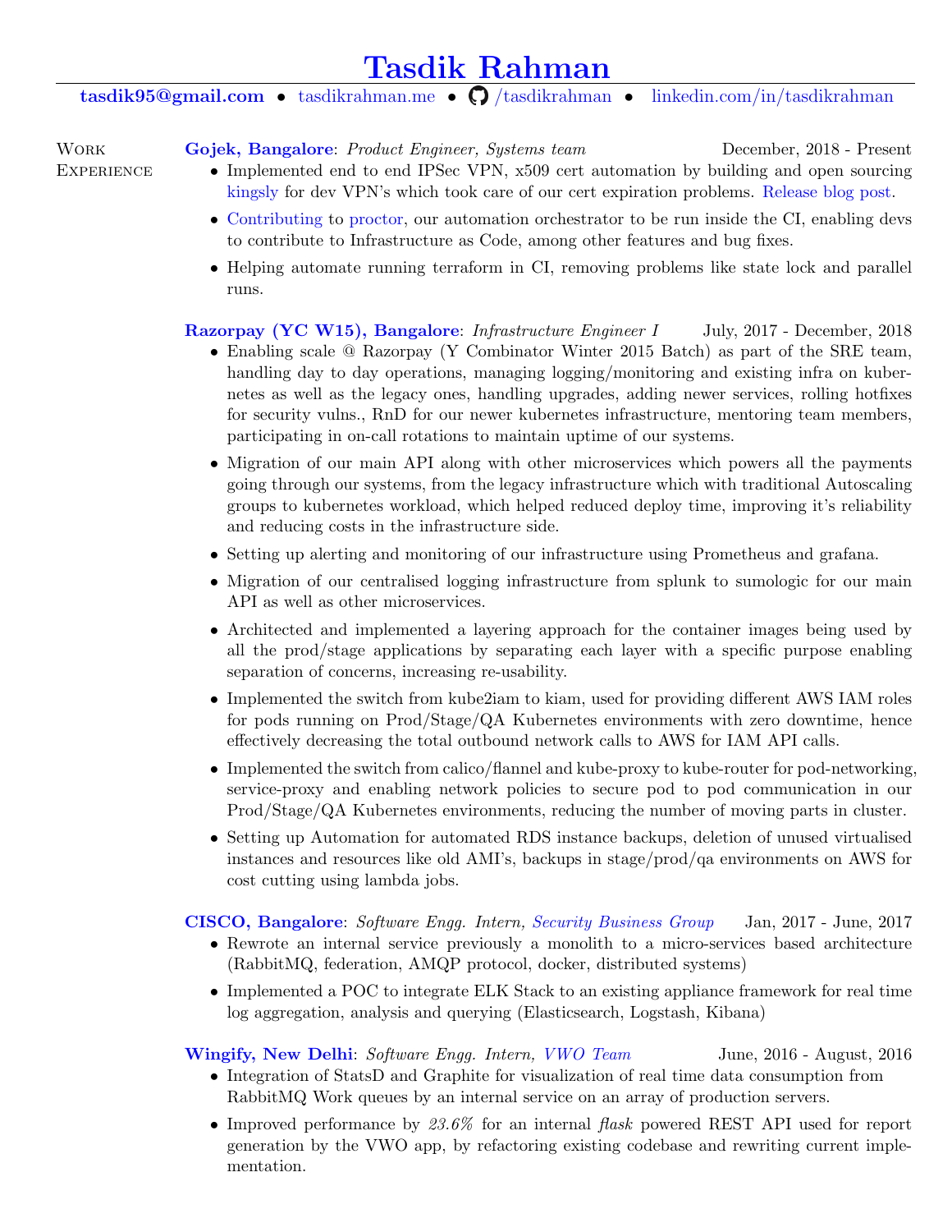# Tasdik Rahman

**tasdik95@gmail.com** • tasdikrahman.me • /tasdikrahman • linkedin.com/in/tasdikrahman

## Work Experience

**Gojek, Bangalore**: *Product Engineer, Systems team* — December, 2018 - Present

- Implemented end to end IPSec VPN, x509 cert automation by building and open sourcing kingsly for dev VPN's which took care of our cert expiration problems. Release blog post.
- Contributing to proctor, our automation orchestrator to be run inside the CI, enabling devs to contribute to Infrastructure as Code, among other features and bug fixes.
- Helping automate running terraform in CI, removing problems like state lock and parallel runs.

**Razorpay (YC W15), Bangalore**: *Infrastructure Engineer I* — July, 2017 - December, 2018

- Enabling scale @ Razorpay (Y Combinator Winter 2015 Batch) as part of the SRE team, handling day to day operations, managing logging/monitoring and existing infra on kubernetes as well as the legacy ones, handling upgrades, adding newer services, rolling hotfixes for security vulns., RnD for our newer kubernetes infrastructure, mentoring team members, participating in on-call rotations to maintain uptime of our systems.
- Migration of our main API along with other microservices which powers all the payments going through our systems, from the legacy infrastructure which with traditional Autoscaling groups to kubernetes workload, which helped reduced deploy time, improving it's reliability and reducing costs in the infrastructure side.
- Setting up alerting and monitoring of our infrastructure using Prometheus and grafana.
- Migration of our centralised logging infrastructure from splunk to sumologic for our main API as well as other microservices.
- Architected and implemented a layering approach for the container images being used by all the prod/stage applications by separating each layer with a specific purpose enabling separation of concerns, increasing re-usability.
- Implemented the switch from kube2iam to kiam, used for providing different AWS IAM roles for pods running on Prod/Stage/QA Kubernetes environments with zero downtime, hence effectively decreasing the total outbound network calls to AWS for IAM API calls.
- Implemented the switch from calico/flannel and kube-proxy to kube-router for pod-networking, service-proxy and enabling network policies to secure pod to pod communication in our Prod/Stage/QA Kubernetes environments, reducing the number of moving parts in cluster.
- Setting up Automation for automated RDS instance backups, deletion of unused virtualised instances and resources like old AMI's, backups in stage/prod/qa environments on AWS for cost cutting using lambda jobs.

**CISCO, Bangalore**: *Software Engg. Intern, Security Business Group* — Jan, 2017 - June, 2017

- Rewrote an internal service previously a monolith to a micro-services based architecture (RabbitMQ, federation, AMQP protocol, docker, distributed systems)
- Implemented a POC to integrate ELK Stack to an existing appliance framework for real time log aggregation, analysis and querying (Elasticsearch, Logstash, Kibana)

**Wingify, New Delhi**: *Software Engg. Intern, VWO Team* — June, 2016 - August, 2016

- Integration of StatsD and Graphite for visualization of real time data consumption from RabbitMQ Work queues by an internal service on an array of production servers.
- Improved performance by *23.6%* for an internal *flask* powered REST API used for report generation by the VWO app, by refactoring existing codebase and rewriting current implementation.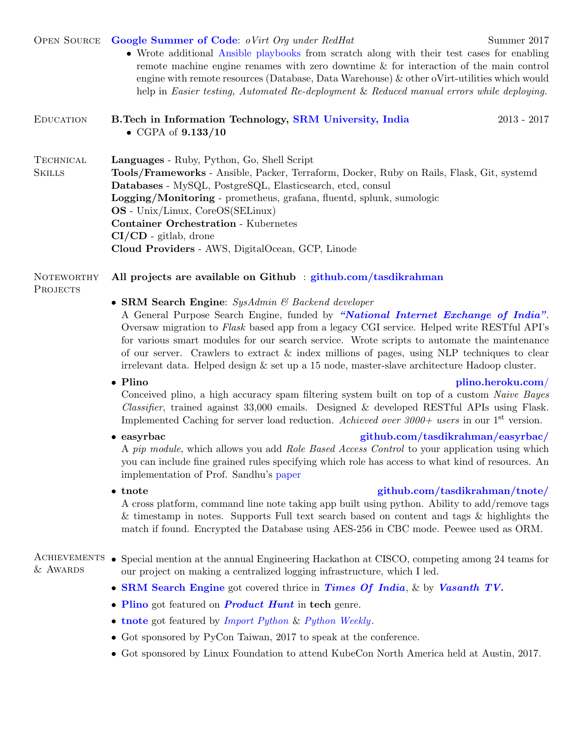## Open Source

**Google Summer of Code**: *oVirt Org under RedHat* — Summer 2017

- Wrote additional Ansible playbooks from scratch along with their test cases for enabling remote machine engine renames with zero downtime & for interaction of the main control engine with remote resources (Database, Data Warehouse) & other oVirt-utilities which would help in *Easier testing, Automated Re-deployment* & *Reduced manual errors while deploying.*

## Education

**B.Tech in Information Technology, SRM University, India** — 2013 - 2017

- CGPA of **9.133/10**

## Technical Skills

**Languages** - Ruby, Python, Go, Shell Script
**Tools/Frameworks** - Ansible, Packer, Terraform, Docker, Ruby on Rails, Flask, Git, systemd
**Databases** - MySQL, PostgreSQL, Elasticsearch, etcd, consul
**Logging/Monitoring** - prometheus, grafana, fluentd, splunk, sumologic
**OS** - Unix/Linux, CoreOS(SELinux)
**Container Orchestration** - Kubernetes
**CI/CD** - gitlab, drone
**Cloud Providers** - AWS, DigitalOcean, GCP, Linode

## Noteworthy Projects

**All projects are available on Github : github.com/tasdikrahman**

- **SRM Search Engine**: *SysAdmin & Backend developer*
  A General Purpose Search Engine, funded by ***"National Internet Exchange of India"***. Oversaw migration to *Flask* based app from a legacy CGI service. Helped write RESTful API's for various smart modules for our search service. Wrote scripts to automate the maintenance of our server. Crawlers to extract & index millions of pages, using NLP techniques to clear irrelevant data. Helped design & set up a 15 node, master-slave architecture Hadoop cluster.
- **Plino** — **plino.heroku.com/**
  Conceived plino, a high accuracy spam filtering system built on top of a custom *Naive Bayes Classifier*, trained against 33,000 emails. Designed & developed RESTful APIs using Flask. Implemented Caching for server load reduction. *Achieved over 3000+ users* in our 1st version.
- **easyrbac** — **github.com/tasdikrahman/easyrbac/**
  A *pip module*, which allows you add *Role Based Access Control* to your application using which you can include fine grained rules specifying which role has access to what kind of resources. An implementation of Prof. Sandhu's paper
- **tnote** — **github.com/tasdikrahman/tnote/**
  A cross platform, command line note taking app built using python. Ability to add/remove tags & timestamp in notes. Supports Full text search based on content and tags & highlights the match if found. Encrypted the Database using AES-256 in CBC mode. Peewee used as ORM.

## Achievements & Awards

- Special mention at the annual Engineering Hackathon at CISCO, competing among 24 teams for our project on making a centralized logging infrastructure, which I led.
- **SRM Search Engine** got covered thrice in ***Times Of India***, & by ***Vasanth TV.***
- **Plino** got featured on ***Product Hunt*** in **tech** genre.
- **tnote** got featured by *Import Python* & *Python Weekly*.
- Got sponsored by PyCon Taiwan, 2017 to speak at the conference.
- Got sponsored by Linux Foundation to attend KubeCon North America held at Austin, 2017.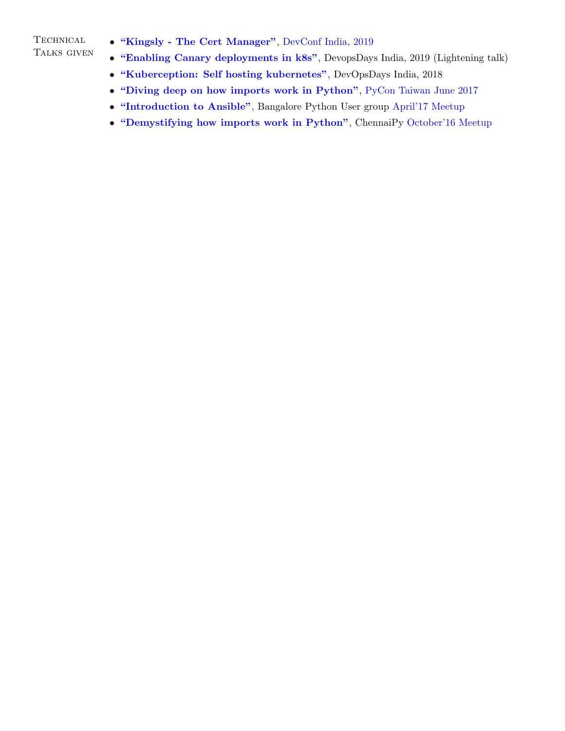## Technical Talks given

- **"Kingsly - The Cert Manager"**, DevConf India, 2019
- **"Enabling Canary deployments in k8s"**, DevopsDays India, 2019 (Lightening talk)
- **"Kuberception: Self hosting kubernetes"**, DevOpsDays India, 2018
- **"Diving deep on how imports work in Python"**, PyCon Taiwan June 2017
- **"Introduction to Ansible"**, Bangalore Python User group April'17 Meetup
- **"Demystifying how imports work in Python"**, ChennaiPy October'16 Meetup